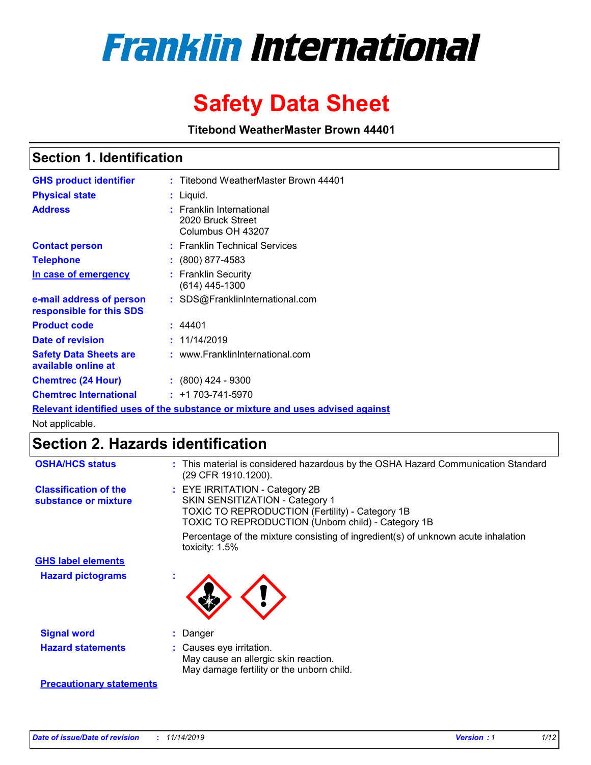# Franklin International

# Safety Data Sheet

**Titebond WeatherMaster Brown 44401**

## Section 1. Identification

| | |
|---|---|
| **GHS product identifier** | : Titebond WeatherMaster Brown 44401 |
| **Physical state** | : Liquid. |
| **Address** | : Franklin International<br>2020 Bruck Street<br>Columbus OH 43207 |
| **Contact person** | : Franklin Technical Services |
| **Telephone** | : (800) 877-4583 |
| **In case of emergency** | : Franklin Security<br>(614) 445-1300 |
| **e-mail address of person responsible for this SDS** | : SDS@FranklinInternational.com |
| **Product code** | : 44401 |
| **Date of revision** | : 11/14/2019 |
| **Safety Data Sheets are available online at** | : www.FranklinInternational.com |
| **Chemtrec (24 Hour)** | : (800) 424 - 9300 |
| **Chemtrec International** | : +1 703-741-5970 |

**Relevant identified uses of the substance or mixture and uses advised against**

Not applicable.

## Section 2. Hazards identification

| | |
|---|---|
| **OSHA/HCS status** | : This material is considered hazardous by the OSHA Hazard Communication Standard (29 CFR 1910.1200). |
| **Classification of the substance or mixture** | : EYE IRRITATION - Category 2B<br>SKIN SENSITIZATION - Category 1<br>TOXIC TO REPRODUCTION (Fertility) - Category 1B<br>TOXIC TO REPRODUCTION (Unborn child) - Category 1B<br><br>Percentage of the mixture consisting of ingredient(s) of unknown acute inhalation toxicity: 1.5% |

**GHS label elements**

| | |
|---|---|
| **Hazard pictograms** | : |
| **Signal word** | : Danger |
| **Hazard statements** | : Causes eye irritation.<br>May cause an allergic skin reaction.<br>May damage fertility or the unborn child. |

**Precautionary statements**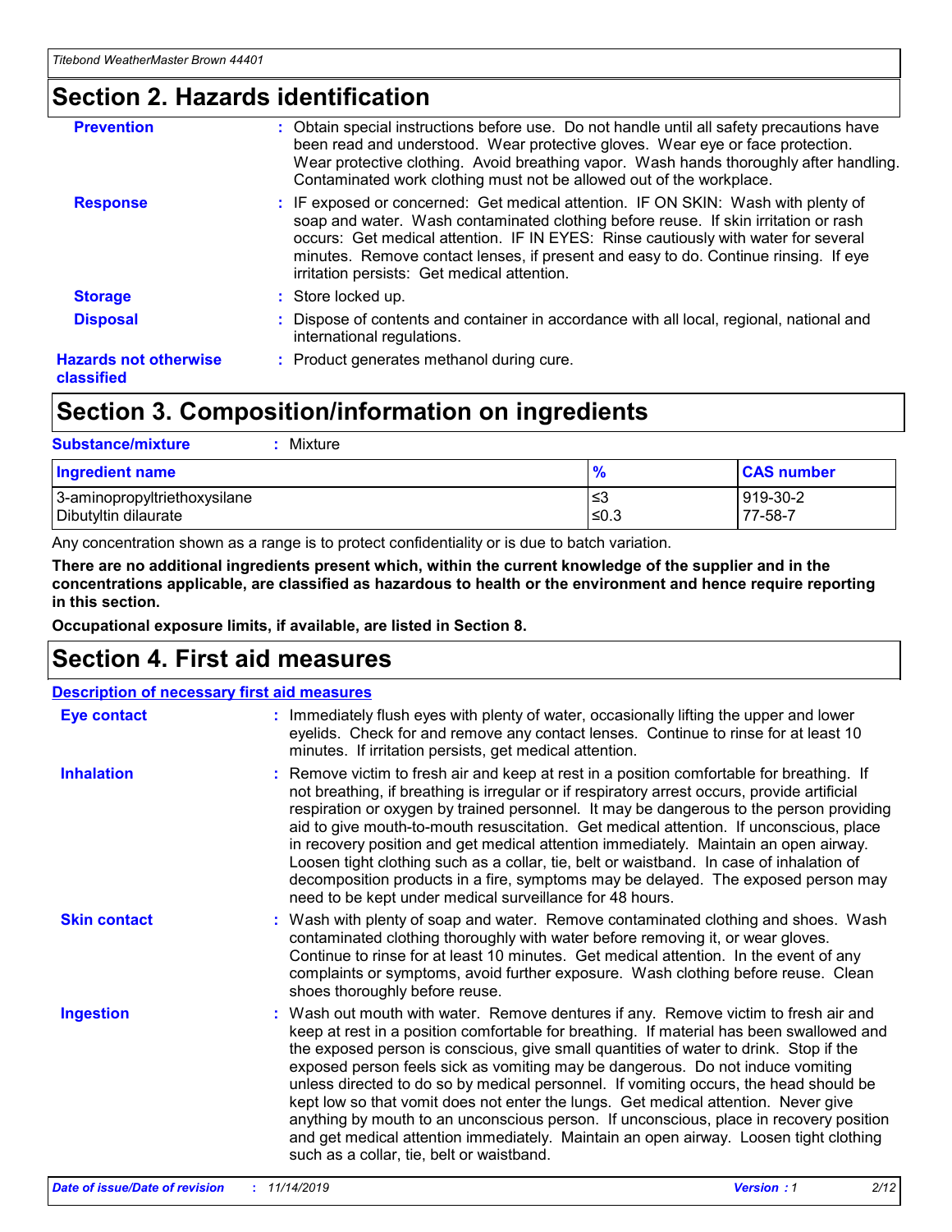# Section 2. Hazards identification

**Prevention** : Obtain special instructions before use. Do not handle until all safety precautions have been read and understood. Wear protective gloves. Wear eye or face protection. Wear protective clothing. Avoid breathing vapor. Wash hands thoroughly after handling. Contaminated work clothing must not be allowed out of the workplace.

**Response** : IF exposed or concerned: Get medical attention. IF ON SKIN: Wash with plenty of soap and water. Wash contaminated clothing before reuse. If skin irritation or rash occurs: Get medical attention. IF IN EYES: Rinse cautiously with water for several minutes. Remove contact lenses, if present and easy to do. Continue rinsing. If eye irritation persists: Get medical attention.

**Storage** : Store locked up.

**Disposal** : Dispose of contents and container in accordance with all local, regional, national and international regulations.

**Hazards not otherwise classified** : Product generates methanol during cure.

# Section 3. Composition/information on ingredients

**Substance/mixture** : Mixture

| Ingredient name | % | CAS number |
|---|---|---|
| 3-aminopropyltriethoxysilane | ≤3 | 919-30-2 |
| Dibutyltin dilaurate | ≤0.3 | 77-58-7 |

Any concentration shown as a range is to protect confidentiality or is due to batch variation.

**There are no additional ingredients present which, within the current knowledge of the supplier and in the concentrations applicable, are classified as hazardous to health or the environment and hence require reporting in this section.**

**Occupational exposure limits, if available, are listed in Section 8.**

# Section 4. First aid measures

**Description of necessary first aid measures**

**Eye contact** : Immediately flush eyes with plenty of water, occasionally lifting the upper and lower eyelids. Check for and remove any contact lenses. Continue to rinse for at least 10 minutes. If irritation persists, get medical attention.

**Inhalation** : Remove victim to fresh air and keep at rest in a position comfortable for breathing. If not breathing, if breathing is irregular or if respiratory arrest occurs, provide artificial respiration or oxygen by trained personnel. It may be dangerous to the person providing aid to give mouth-to-mouth resuscitation. Get medical attention. If unconscious, place in recovery position and get medical attention immediately. Maintain an open airway. Loosen tight clothing such as a collar, tie, belt or waistband. In case of inhalation of decomposition products in a fire, symptoms may be delayed. The exposed person may need to be kept under medical surveillance for 48 hours.

**Skin contact** : Wash with plenty of soap and water. Remove contaminated clothing and shoes. Wash contaminated clothing thoroughly with water before removing it, or wear gloves. Continue to rinse for at least 10 minutes. Get medical attention. In the event of any complaints or symptoms, avoid further exposure. Wash clothing before reuse. Clean shoes thoroughly before reuse.

**Ingestion** : Wash out mouth with water. Remove dentures if any. Remove victim to fresh air and keep at rest in a position comfortable for breathing. If material has been swallowed and the exposed person is conscious, give small quantities of water to drink. Stop if the exposed person feels sick as vomiting may be dangerous. Do not induce vomiting unless directed to do so by medical personnel. If vomiting occurs, the head should be kept low so that vomit does not enter the lungs. Get medical attention. Never give anything by mouth to an unconscious person. If unconscious, place in recovery position and get medical attention immediately. Maintain an open airway. Loosen tight clothing such as a collar, tie, belt or waistband.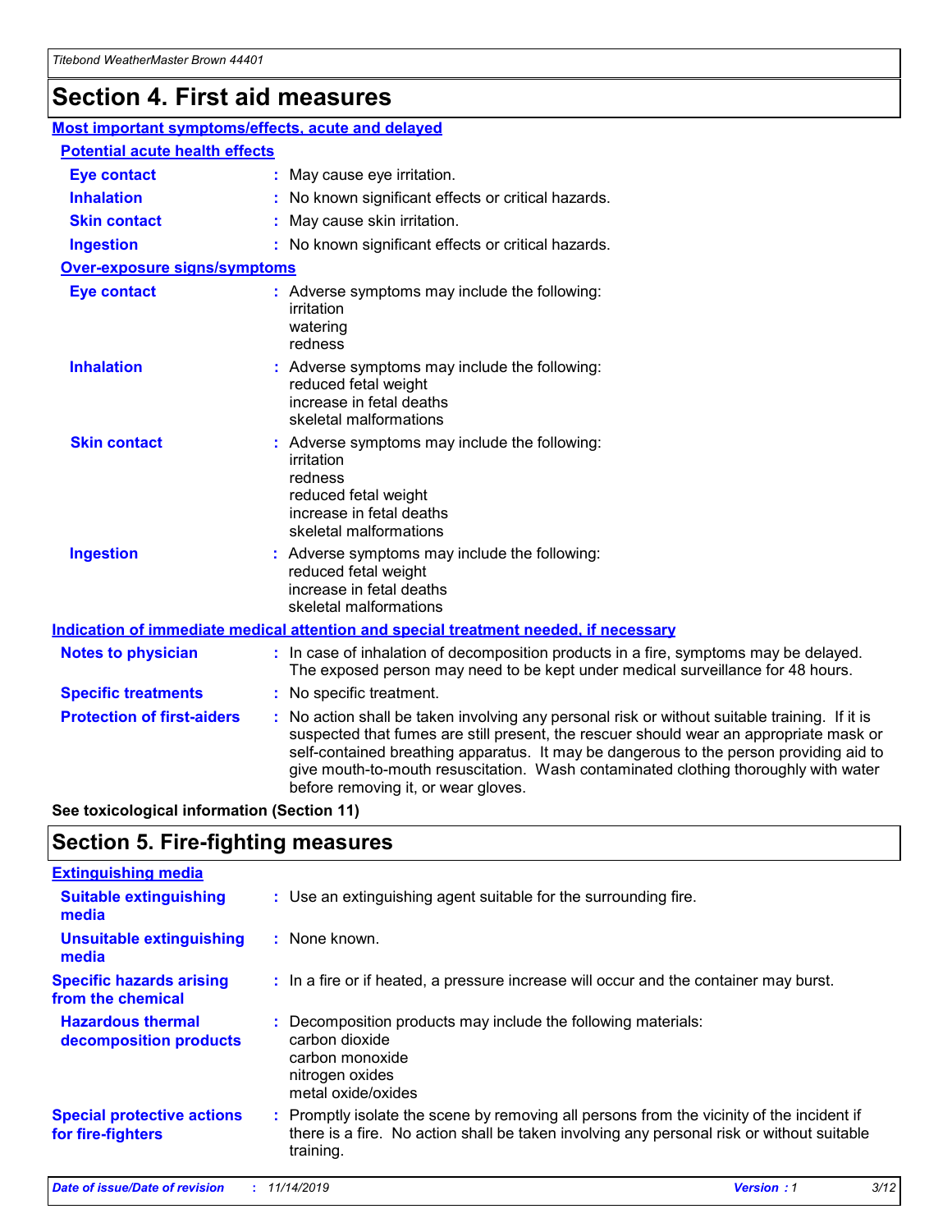## Section 4. First aid measures

### Most important symptoms/effects, acute and delayed

#### Potential acute health effects

**Eye contact** : May cause eye irritation.

**Inhalation** : No known significant effects or critical hazards.

**Skin contact** : May cause skin irritation.

**Ingestion** : No known significant effects or critical hazards.

#### Over-exposure signs/symptoms

**Eye contact** : Adverse symptoms may include the following:
irritation
watering
redness

**Inhalation** : Adverse symptoms may include the following:
reduced fetal weight
increase in fetal deaths
skeletal malformations

**Skin contact** : Adverse symptoms may include the following:
irritation
redness
reduced fetal weight
increase in fetal deaths
skeletal malformations

**Ingestion** : Adverse symptoms may include the following:
reduced fetal weight
increase in fetal deaths
skeletal malformations

### Indication of immediate medical attention and special treatment needed, if necessary

**Notes to physician** : In case of inhalation of decomposition products in a fire, symptoms may be delayed. The exposed person may need to be kept under medical surveillance for 48 hours.

**Specific treatments** : No specific treatment.

**Protection of first-aiders** : No action shall be taken involving any personal risk or without suitable training. If it is suspected that fumes are still present, the rescuer should wear an appropriate mask or self-contained breathing apparatus. It may be dangerous to the person providing aid to give mouth-to-mouth resuscitation. Wash contaminated clothing thoroughly with water before removing it, or wear gloves.

**See toxicological information (Section 11)**

## Section 5. Fire-fighting measures

### Extinguishing media

**Suitable extinguishing media** : Use an extinguishing agent suitable for the surrounding fire.

**Unsuitable extinguishing media** : None known.

**Specific hazards arising from the chemical** : In a fire or if heated, a pressure increase will occur and the container may burst.

**Hazardous thermal decomposition products** : Decomposition products may include the following materials:
carbon dioxide
carbon monoxide
nitrogen oxides
metal oxide/oxides

**Special protective actions for fire-fighters** : Promptly isolate the scene by removing all persons from the vicinity of the incident if there is a fire. No action shall be taken involving any personal risk or without suitable training.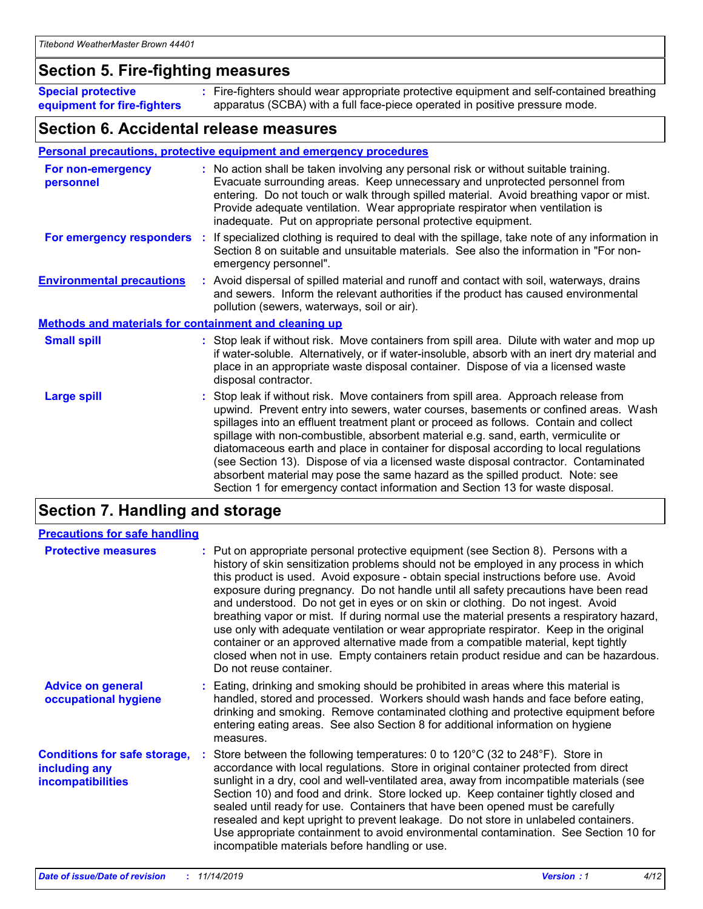## Section 5. Fire-fighting measures

**Special protective equipment for fire-fighters** : Fire-fighters should wear appropriate protective equipment and self-contained breathing apparatus (SCBA) with a full face-piece operated in positive pressure mode.

## Section 6. Accidental release measures

### Personal precautions, protective equipment and emergency procedures

**For non-emergency personnel** : No action shall be taken involving any personal risk or without suitable training. Evacuate surrounding areas. Keep unnecessary and unprotected personnel from entering. Do not touch or walk through spilled material. Avoid breathing vapor or mist. Provide adequate ventilation. Wear appropriate respirator when ventilation is inadequate. Put on appropriate personal protective equipment.

**For emergency responders** : If specialized clothing is required to deal with the spillage, take note of any information in Section 8 on suitable and unsuitable materials. See also the information in "For non-emergency personnel".

**Environmental precautions** : Avoid dispersal of spilled material and runoff and contact with soil, waterways, drains and sewers. Inform the relevant authorities if the product has caused environmental pollution (sewers, waterways, soil or air).

### Methods and materials for containment and cleaning up

**Small spill** : Stop leak if without risk. Move containers from spill area. Dilute with water and mop up if water-soluble. Alternatively, or if water-insoluble, absorb with an inert dry material and place in an appropriate waste disposal container. Dispose of via a licensed waste disposal contractor.

**Large spill** : Stop leak if without risk. Move containers from spill area. Approach release from upwind. Prevent entry into sewers, water courses, basements or confined areas. Wash spillages into an effluent treatment plant or proceed as follows. Contain and collect spillage with non-combustible, absorbent material e.g. sand, earth, vermiculite or diatomaceous earth and place in container for disposal according to local regulations (see Section 13). Dispose of via a licensed waste disposal contractor. Contaminated absorbent material may pose the same hazard as the spilled product. Note: see Section 1 for emergency contact information and Section 13 for waste disposal.

## Section 7. Handling and storage

### Precautions for safe handling

**Protective measures** : Put on appropriate personal protective equipment (see Section 8). Persons with a history of skin sensitization problems should not be employed in any process in which this product is used. Avoid exposure - obtain special instructions before use. Avoid exposure during pregnancy. Do not handle until all safety precautions have been read and understood. Do not get in eyes or on skin or clothing. Do not ingest. Avoid breathing vapor or mist. If during normal use the material presents a respiratory hazard, use only with adequate ventilation or wear appropriate respirator. Keep in the original container or an approved alternative made from a compatible material, kept tightly closed when not in use. Empty containers retain product residue and can be hazardous. Do not reuse container.

**Advice on general occupational hygiene** : Eating, drinking and smoking should be prohibited in areas where this material is handled, stored and processed. Workers should wash hands and face before eating, drinking and smoking. Remove contaminated clothing and protective equipment before entering eating areas. See also Section 8 for additional information on hygiene measures.

**Conditions for safe storage, including any incompatibilities** : Store between the following temperatures: 0 to 120°C (32 to 248°F). Store in accordance with local regulations. Store in original container protected from direct sunlight in a dry, cool and well-ventilated area, away from incompatible materials (see Section 10) and food and drink. Store locked up. Keep container tightly closed and sealed until ready for use. Containers that have been opened must be carefully resealed and kept upright to prevent leakage. Do not store in unlabeled containers. Use appropriate containment to avoid environmental contamination. See Section 10 for incompatible materials before handling or use.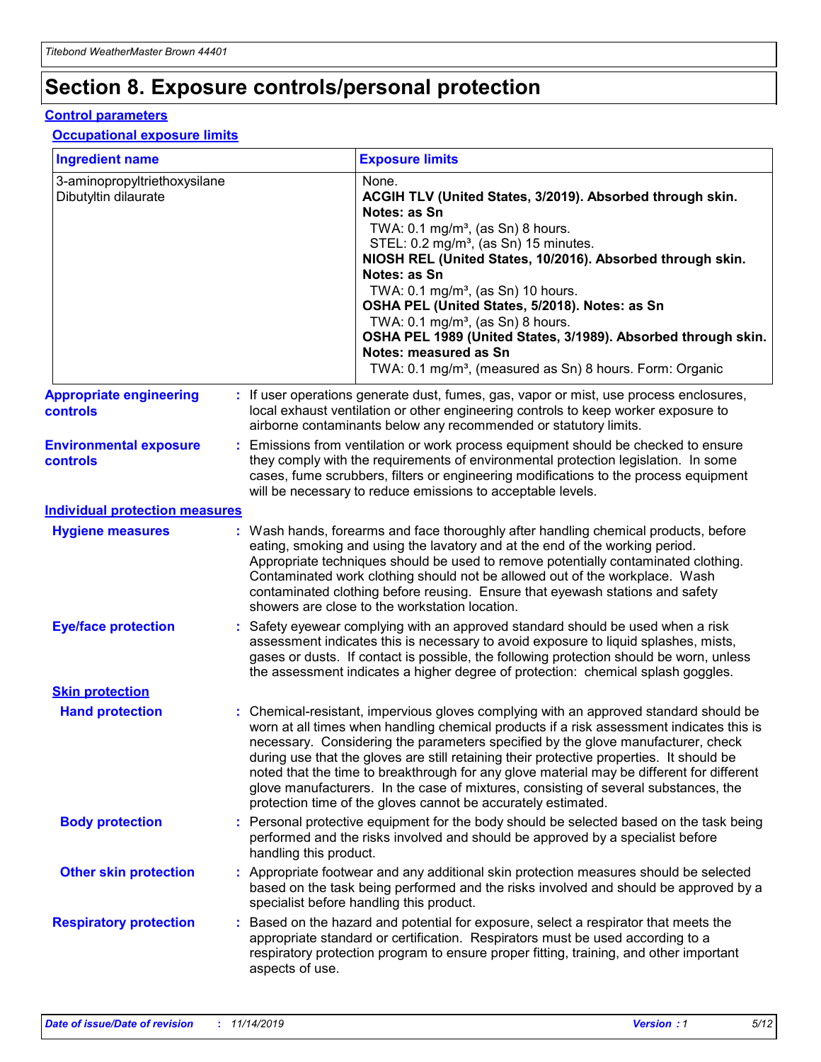# Section 8. Exposure controls/personal protection

## Control parameters

### Occupational exposure limits

| Ingredient name | Exposure limits |
| --- | --- |
| 3-aminopropyltriethoxysilane | None. |
| Dibutyltin dilaurate | **ACGIH TLV (United States, 3/2019). Absorbed through skin. Notes: as Sn**<br>TWA: 0.1 mg/m³, (as Sn) 8 hours.<br>STEL: 0.2 mg/m³, (as Sn) 15 minutes.<br>**NIOSH REL (United States, 10/2016). Absorbed through skin. Notes: as Sn**<br>TWA: 0.1 mg/m³, (as Sn) 10 hours.<br>**OSHA PEL (United States, 5/2018). Notes: as Sn**<br>TWA: 0.1 mg/m³, (as Sn) 8 hours.<br>**OSHA PEL 1989 (United States, 3/1989). Absorbed through skin. Notes: measured as Sn**<br>TWA: 0.1 mg/m³, (measured as Sn) 8 hours. Form: Organic |

**Appropriate engineering controls** : If user operations generate dust, fumes, gas, vapor or mist, use process enclosures, local exhaust ventilation or other engineering controls to keep worker exposure to airborne contaminants below any recommended or statutory limits.

**Environmental exposure controls** : Emissions from ventilation or work process equipment should be checked to ensure they comply with the requirements of environmental protection legislation. In some cases, fume scrubbers, filters or engineering modifications to the process equipment will be necessary to reduce emissions to acceptable levels.

## Individual protection measures

**Hygiene measures** : Wash hands, forearms and face thoroughly after handling chemical products, before eating, smoking and using the lavatory and at the end of the working period. Appropriate techniques should be used to remove potentially contaminated clothing. Contaminated work clothing should not be allowed out of the workplace. Wash contaminated clothing before reusing. Ensure that eyewash stations and safety showers are close to the workstation location.

**Eye/face protection** : Safety eyewear complying with an approved standard should be used when a risk assessment indicates this is necessary to avoid exposure to liquid splashes, mists, gases or dusts. If contact is possible, the following protection should be worn, unless the assessment indicates a higher degree of protection: chemical splash goggles.

### Skin protection

**Hand protection** : Chemical-resistant, impervious gloves complying with an approved standard should be worn at all times when handling chemical products if a risk assessment indicates this is necessary. Considering the parameters specified by the glove manufacturer, check during use that the gloves are still retaining their protective properties. It should be noted that the time to breakthrough for any glove material may be different for different glove manufacturers. In the case of mixtures, consisting of several substances, the protection time of the gloves cannot be accurately estimated.

**Body protection** : Personal protective equipment for the body should be selected based on the task being performed and the risks involved and should be approved by a specialist before handling this product.

**Other skin protection** : Appropriate footwear and any additional skin protection measures should be selected based on the task being performed and the risks involved and should be approved by a specialist before handling this product.

**Respiratory protection** : Based on the hazard and potential for exposure, select a respirator that meets the appropriate standard or certification. Respirators must be used according to a respiratory protection program to ensure proper fitting, training, and other important aspects of use.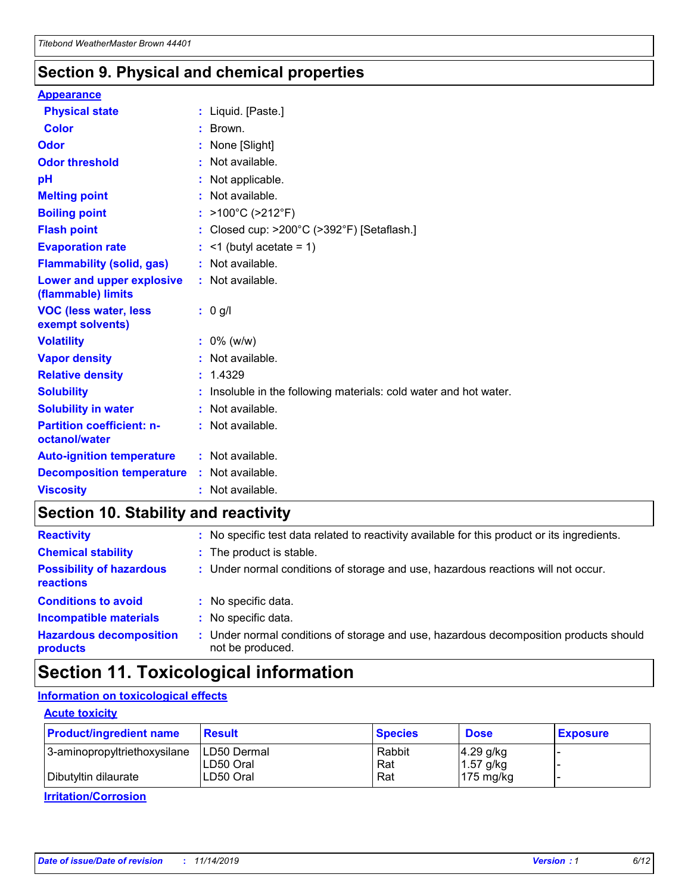## Section 9. Physical and chemical properties

**Appearance**

| | | |
|---|---|---|
| **Physical state** | : | Liquid. [Paste.] |
| **Color** | : | Brown. |
| **Odor** | : | None [Slight] |
| **Odor threshold** | : | Not available. |
| **pH** | : | Not applicable. |
| **Melting point** | : | Not available. |
| **Boiling point** | : | >100°C (>212°F) |
| **Flash point** | : | Closed cup: >200°C (>392°F) [Setaflash.] |
| **Evaporation rate** | : | <1 (butyl acetate = 1) |
| **Flammability (solid, gas)** | : | Not available. |
| **Lower and upper explosive (flammable) limits** | : | Not available. |
| **VOC (less water, less exempt solvents)** | : | 0 g/l |
| **Volatility** | : | 0% (w/w) |
| **Vapor density** | : | Not available. |
| **Relative density** | : | 1.4329 |
| **Solubility** | : | Insoluble in the following materials: cold water and hot water. |
| **Solubility in water** | : | Not available. |
| **Partition coefficient: n-octanol/water** | : | Not available. |
| **Auto-ignition temperature** | : | Not available. |
| **Decomposition temperature** | : | Not available. |
| **Viscosity** | : | Not available. |

## Section 10. Stability and reactivity

| | | |
|---|---|---|
| **Reactivity** | : | No specific test data related to reactivity available for this product or its ingredients. |
| **Chemical stability** | : | The product is stable. |
| **Possibility of hazardous reactions** | : | Under normal conditions of storage and use, hazardous reactions will not occur. |
| **Conditions to avoid** | : | No specific data. |
| **Incompatible materials** | : | No specific data. |
| **Hazardous decomposition products** | : | Under normal conditions of storage and use, hazardous decomposition products should not be produced. |

## Section 11. Toxicological information

**Information on toxicological effects**

**Acute toxicity**

| Product/ingredient name | Result | Species | Dose | Exposure |
|---|---|---|---|---|
| 3-aminopropyltriethoxysilane | LD50 Dermal | Rabbit | 4.29 g/kg | - |
| | LD50 Oral | Rat | 1.57 g/kg | - |
| Dibutyltin dilaurate | LD50 Oral | Rat | 175 mg/kg | - |

**Irritation/Corrosion**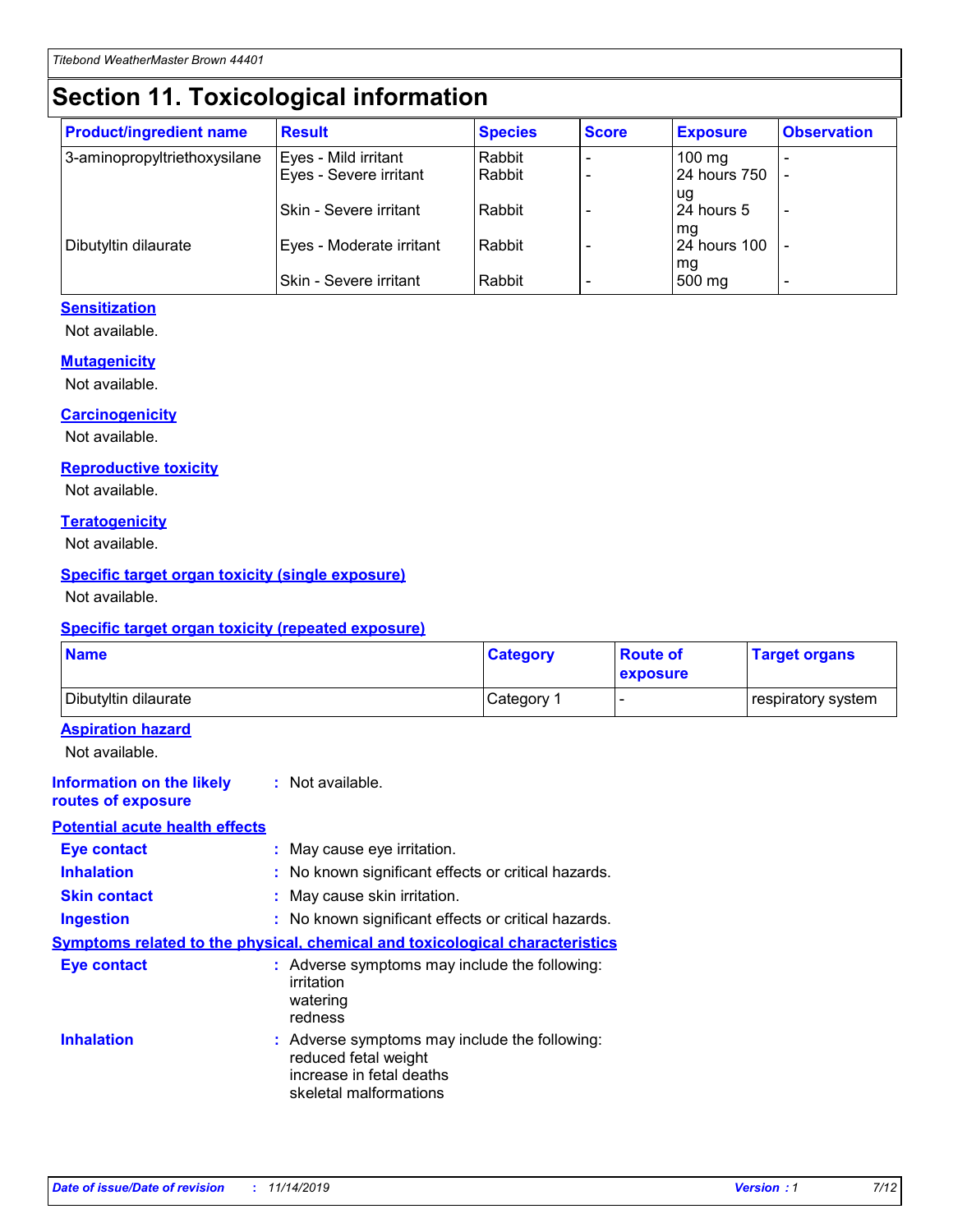# Section 11. Toxicological information

| Product/ingredient name | Result | Species | Score | Exposure | Observation |
| --- | --- | --- | --- | --- | --- |
| 3-aminopropyltriethoxysilane | Eyes - Mild irritant | Rabbit | - | 100 mg | - |
| | Eyes - Severe irritant | Rabbit | - | 24 hours 750 ug | - |
| | Skin - Severe irritant | Rabbit | - | 24 hours 5 mg | - |
| Dibutyltin dilaurate | Eyes - Moderate irritant | Rabbit | - | 24 hours 100 mg | - |
| | Skin - Severe irritant | Rabbit | - | 500 mg | - |

### Sensitization

Not available.

### Mutagenicity

Not available.

### Carcinogenicity

Not available.

### Reproductive toxicity

Not available.

### Teratogenicity

Not available.

### Specific target organ toxicity (single exposure)

Not available.

### Specific target organ toxicity (repeated exposure)

| Name | Category | Route of exposure | Target organs |
| --- | --- | --- | --- |
| Dibutyltin dilaurate | Category 1 | - | respiratory system |

### Aspiration hazard

Not available.

**Information on the likely routes of exposure** : Not available.

### Potential acute health effects

**Eye contact** : May cause eye irritation.

**Inhalation** : No known significant effects or critical hazards.

**Skin contact** : May cause skin irritation.

**Ingestion** : No known significant effects or critical hazards.

### Symptoms related to the physical, chemical and toxicological characteristics

**Eye contact** : Adverse symptoms may include the following:
irritation
watering
redness

**Inhalation** : Adverse symptoms may include the following:
reduced fetal weight
increase in fetal deaths
skeletal malformations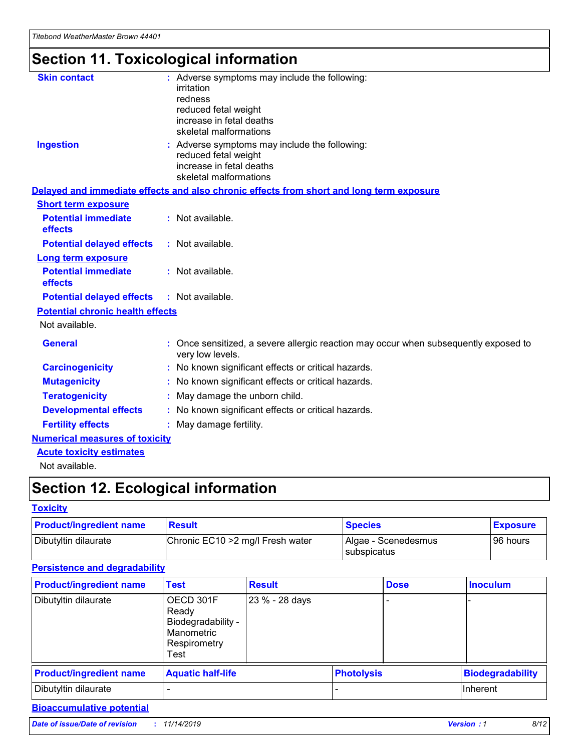# Section 11. Toxicological information

**Skin contact** : Adverse symptoms may include the following:
irritation
redness
reduced fetal weight
increase in fetal deaths
skeletal malformations

**Ingestion** : Adverse symptoms may include the following:
reduced fetal weight
increase in fetal deaths
skeletal malformations

**Delayed and immediate effects and also chronic effects from short and long term exposure**

**Short term exposure**

**Potential immediate effects** : Not available.

**Potential delayed effects** : Not available.

**Long term exposure**

**Potential immediate effects** : Not available.

**Potential delayed effects** : Not available.

**Potential chronic health effects**

Not available.

**General** : Once sensitized, a severe allergic reaction may occur when subsequently exposed to very low levels.

**Carcinogenicity** : No known significant effects or critical hazards.

**Mutagenicity** : No known significant effects or critical hazards.

**Teratogenicity** : May damage the unborn child.

**Developmental effects** : No known significant effects or critical hazards.

**Fertility effects** : May damage fertility.

**Numerical measures of toxicity**

**Acute toxicity estimates**

Not available.

# Section 12. Ecological information

**Toxicity**

| Product/ingredient name | Result | Species | Exposure |
|---|---|---|---|
| Dibutyltin dilaurate | Chronic EC10 >2 mg/l Fresh water | Algae - Scenedesmus subspicatus | 96 hours |

**Persistence and degradability**

| Product/ingredient name | Test | Result | Dose | Inoculum |
|---|---|---|---|---|
| Dibutyltin dilaurate | OECD 301F Ready Biodegradability - Manometric Respirometry Test | 23 % - 28 days | - | - |

| Product/ingredient name | Aquatic half-life | Photolysis | Biodegradability |
|---|---|---|---|
| Dibutyltin dilaurate | - | - | Inherent |

**Bioaccumulative potential**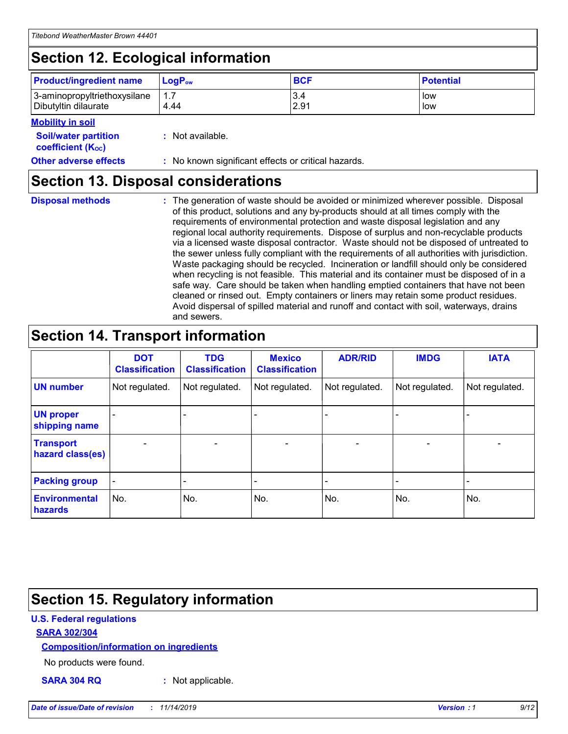## Section 12. Ecological information

| Product/ingredient name | $LogP_{ow}$ | BCF | Potential |
|---|---|---|---|
| 3-aminopropyltriethoxysilane | 1.7 | 3.4 | low |
| Dibutyltin dilaurate | 4.44 | 2.91 | low |

**Mobility in soil**

**Soil/water partition coefficient ($K_{OC}$)** : Not available.

**Other adverse effects** : No known significant effects or critical hazards.

## Section 13. Disposal considerations

**Disposal methods** : The generation of waste should be avoided or minimized wherever possible. Disposal of this product, solutions and any by-products should at all times comply with the requirements of environmental protection and waste disposal legislation and any regional local authority requirements. Dispose of surplus and non-recyclable products via a licensed waste disposal contractor. Waste should not be disposed of untreated to the sewer unless fully compliant with the requirements of all authorities with jurisdiction. Waste packaging should be recycled. Incineration or landfill should only be considered when recycling is not feasible. This material and its container must be disposed of in a safe way. Care should be taken when handling emptied containers that have not been cleaned or rinsed out. Empty containers or liners may retain some product residues. Avoid dispersal of spilled material and runoff and contact with soil, waterways, drains and sewers.

## Section 14. Transport information

| | DOT Classification | TDG Classification | Mexico Classification | ADR/RID | IMDG | IATA |
|---|---|---|---|---|---|---|
| UN number | Not regulated. | Not regulated. | Not regulated. | Not regulated. | Not regulated. | Not regulated. |
| UN proper shipping name | - | - | - | - | - | - |
| Transport hazard class(es) | - | - | - | - | - | - |
| Packing group | - | - | - | - | - | - |
| Environmental hazards | No. | No. | No. | No. | No. | No. |

## Section 15. Regulatory information

**U.S. Federal regulations**

**SARA 302/304**

**Composition/information on ingredients**

No products were found.

**SARA 304 RQ** : Not applicable.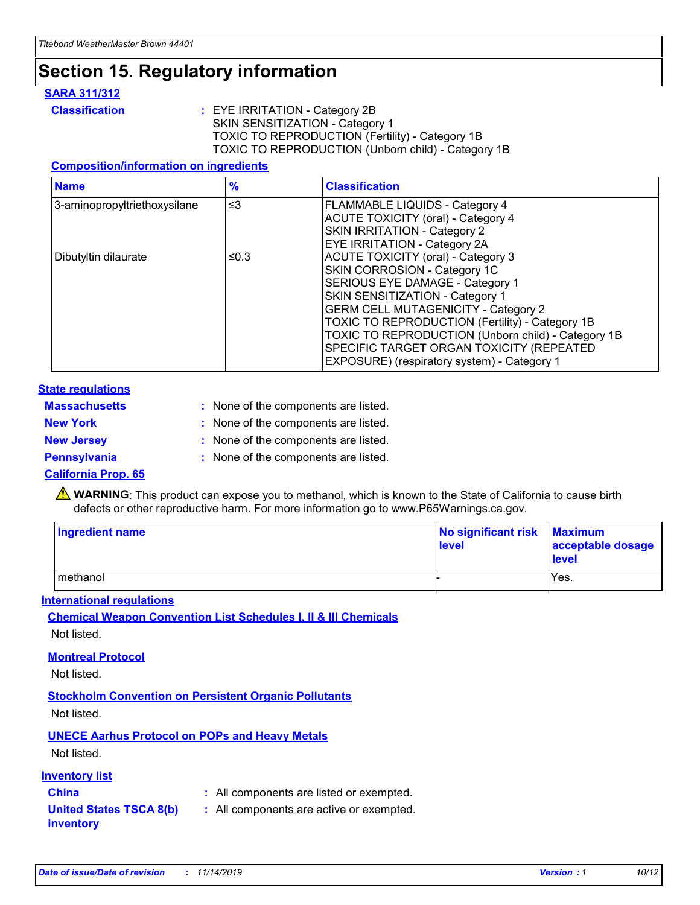# Section 15. Regulatory information

**SARA 311/312**

**Classification** : EYE IRRITATION - Category 2B
SKIN SENSITIZATION - Category 1
TOXIC TO REPRODUCTION (Fertility) - Category 1B
TOXIC TO REPRODUCTION (Unborn child) - Category 1B

**Composition/information on ingredients**

| Name | % | Classification |
|---|---|---|
| 3-aminopropyltriethoxysilane | ≤3 | FLAMMABLE LIQUIDS - Category 4<br>ACUTE TOXICITY (oral) - Category 4<br>SKIN IRRITATION - Category 2<br>EYE IRRITATION - Category 2A |
| Dibutyltin dilaurate | ≤0.3 | ACUTE TOXICITY (oral) - Category 3<br>SKIN CORROSION - Category 1C<br>SERIOUS EYE DAMAGE - Category 1<br>SKIN SENSITIZATION - Category 1<br>GERM CELL MUTAGENICITY - Category 2<br>TOXIC TO REPRODUCTION (Fertility) - Category 1B<br>TOXIC TO REPRODUCTION (Unborn child) - Category 1B<br>SPECIFIC TARGET ORGAN TOXICITY (REPEATED EXPOSURE) (respiratory system) - Category 1 |

**State regulations**

**Massachusetts** : None of the components are listed.
**New York** : None of the components are listed.
**New Jersey** : None of the components are listed.
**Pennsylvania** : None of the components are listed.

**California Prop. 65**

⚠ **WARNING**: This product can expose you to methanol, which is known to the State of California to cause birth defects or other reproductive harm. For more information go to www.P65Warnings.ca.gov.

| Ingredient name | No significant risk level | Maximum acceptable dosage level |
|---|---|---|
| methanol | - | Yes. |

**International regulations**

**Chemical Weapon Convention List Schedules I, II & III Chemicals**
Not listed.

**Montreal Protocol**
Not listed.

**Stockholm Convention on Persistent Organic Pollutants**
Not listed.

**UNECE Aarhus Protocol on POPs and Heavy Metals**
Not listed.

**Inventory list**

**China** : All components are listed or exempted.
**United States TSCA 8(b) inventory** : All components are active or exempted.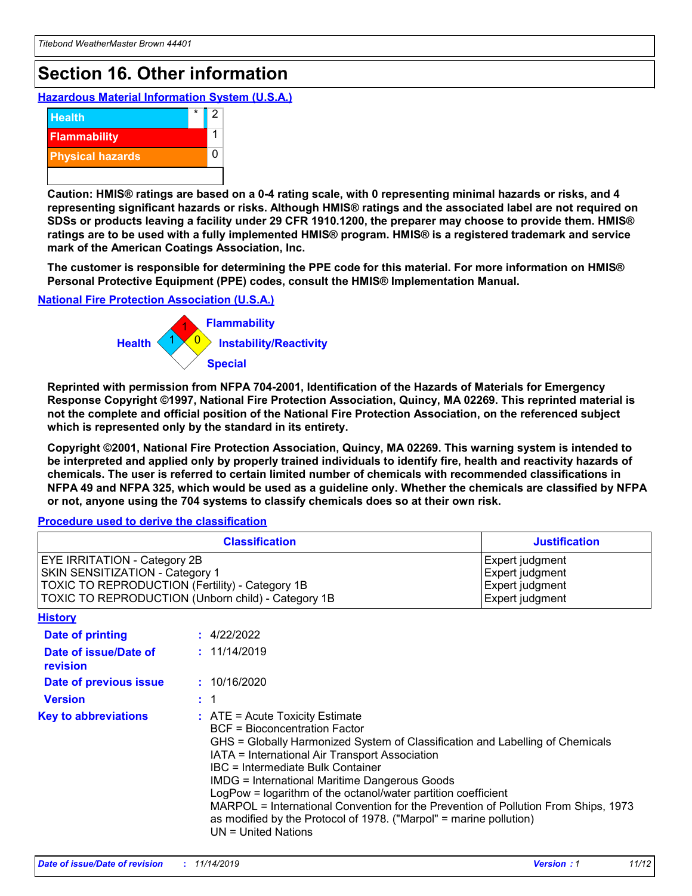# Section 16. Other information

### Hazardous Material Information System (U.S.A.)

| | | |
|---|---|---|
| Health | * | 2 |
| Flammability | | 1 |
| Physical hazards | | 0 |
| | | |

**Caution: HMIS® ratings are based on a 0-4 rating scale, with 0 representing minimal hazards or risks, and 4 representing significant hazards or risks. Although HMIS® ratings and the associated label are not required on SDSs or products leaving a facility under 29 CFR 1910.1200, the preparer may choose to provide them. HMIS® ratings are to be used with a fully implemented HMIS® program. HMIS® is a registered trademark and service mark of the American Coatings Association, Inc.**

**The customer is responsible for determining the PPE code for this material. For more information on HMIS® Personal Protective Equipment (PPE) codes, consult the HMIS® Implementation Manual.**

### National Fire Protection Association (U.S.A.)

Health: 1
Flammability: 1
Instability/Reactivity: 0
Special:

**Reprinted with permission from NFPA 704-2001, Identification of the Hazards of Materials for Emergency Response Copyright ©1997, National Fire Protection Association, Quincy, MA 02269. This reprinted material is not the complete and official position of the National Fire Protection Association, on the referenced subject which is represented only by the standard in its entirety.**

**Copyright ©2001, National Fire Protection Association, Quincy, MA 02269. This warning system is intended to be interpreted and applied only by properly trained individuals to identify fire, health and reactivity hazards of chemicals. The user is referred to certain limited number of chemicals with recommended classifications in NFPA 49 and NFPA 325, which would be used as a guideline only. Whether the chemicals are classified by NFPA or not, anyone using the 704 systems to classify chemicals does so at their own risk.**

### Procedure used to derive the classification

| Classification | Justification |
|---|---|
| EYE IRRITATION - Category 2B | Expert judgment |
| SKIN SENSITIZATION - Category 1 | Expert judgment |
| TOXIC TO REPRODUCTION (Fertility) - Category 1B | Expert judgment |
| TOXIC TO REPRODUCTION (Unborn child) - Category 1B | Expert judgment |

### History

**Date of printing** : 4/22/2022

**Date of issue/Date of revision** : 11/14/2019

**Date of previous issue** : 10/16/2020

**Version** : 1

**Key to abbreviations** :
ATE = Acute Toxicity Estimate
BCF = Bioconcentration Factor
GHS = Globally Harmonized System of Classification and Labelling of Chemicals
IATA = International Air Transport Association
IBC = Intermediate Bulk Container
IMDG = International Maritime Dangerous Goods
LogPow = logarithm of the octanol/water partition coefficient
MARPOL = International Convention for the Prevention of Pollution From Ships, 1973 as modified by the Protocol of 1978. ("Marpol" = marine pollution)
UN = United Nations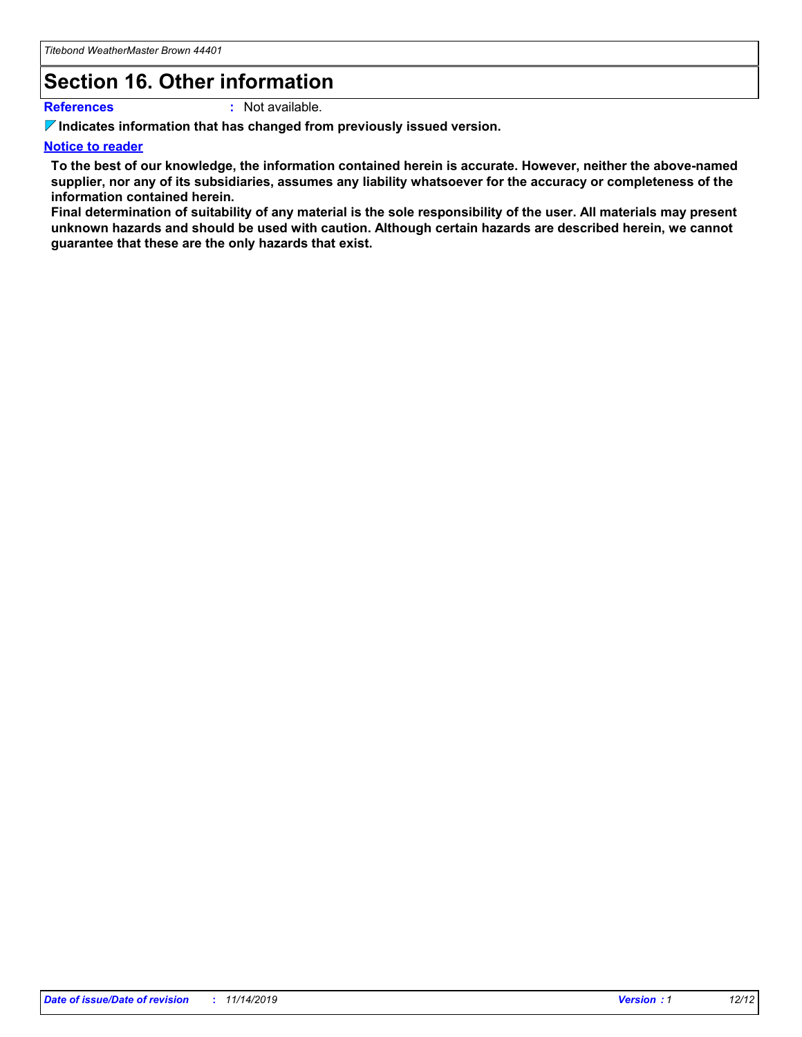# Section 16. Other information

**References** : Not available.

**Indicates information that has changed from previously issued version.**

**Notice to reader**

**To the best of our knowledge, the information contained herein is accurate. However, neither the above-named supplier, nor any of its subsidiaries, assumes any liability whatsoever for the accuracy or completeness of the information contained herein.**

**Final determination of suitability of any material is the sole responsibility of the user. All materials may present unknown hazards and should be used with caution. Although certain hazards are described herein, we cannot guarantee that these are the only hazards that exist.**